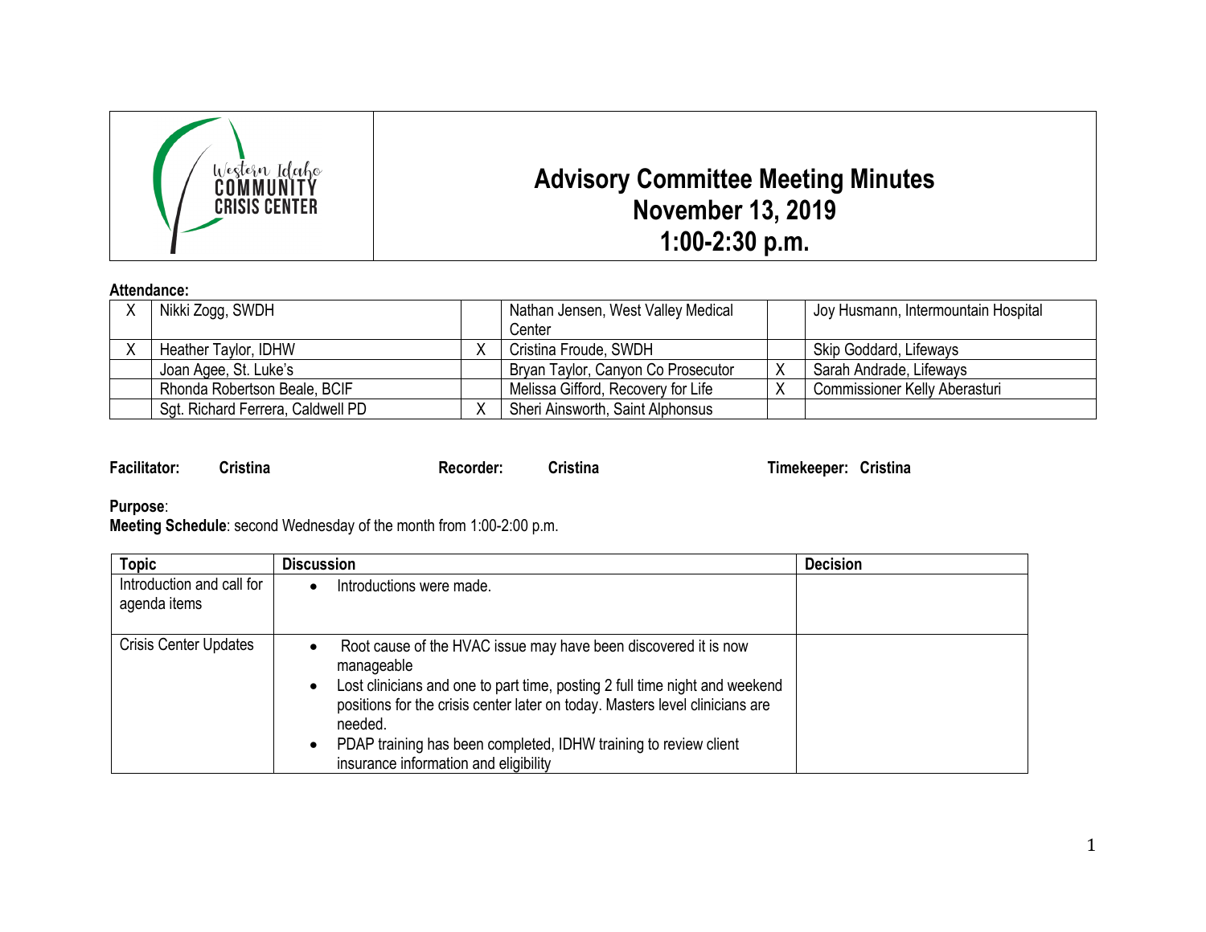Western Idaho COMMUNITY CRISIS CENTER

# Advisory Committee Meeting Minutes
## November 13, 2019
## 1:00-2:30 p.m.

**Attendance:**

| | | | | | |
|---|---|---|---|---|---|
| X | Nikki Zogg, SWDH | | Nathan Jensen, West Valley Medical Center | | Joy Husmann, Intermountain Hospital |
| X | Heather Taylor, IDHW | X | Cristina Froude, SWDH | | Skip Goddard, Lifeways |
| | Joan Agee, St. Luke's | | Bryan Taylor, Canyon Co Prosecutor | X | Sarah Andrade, Lifeways |
| | Rhonda Robertson Beale, BCIF | | Melissa Gifford, Recovery for Life | X | Commissioner Kelly Aberasturi |
| | Sgt. Richard Ferrera, Caldwell PD | X | Sheri Ainsworth, Saint Alphonsus | | |

**Facilitator:** **Cristina** **Recorder:** **Cristina** **Timekeeper:** **Cristina**

**Purpose**:
**Meeting Schedule**: second Wednesday of the month from 1:00-2:00 p.m.

| Topic | Discussion | Decision |
|---|---|---|
| Introduction and call for agenda items | • Introductions were made. | |
| Crisis Center Updates | • Root cause of the HVAC issue may have been discovered it is now manageable<br>• Lost clinicians and one to part time, posting 2 full time night and weekend positions for the crisis center later on today. Masters level clinicians are needed.<br>• PDAP training has been completed, IDHW training to review client insurance information and eligibility | |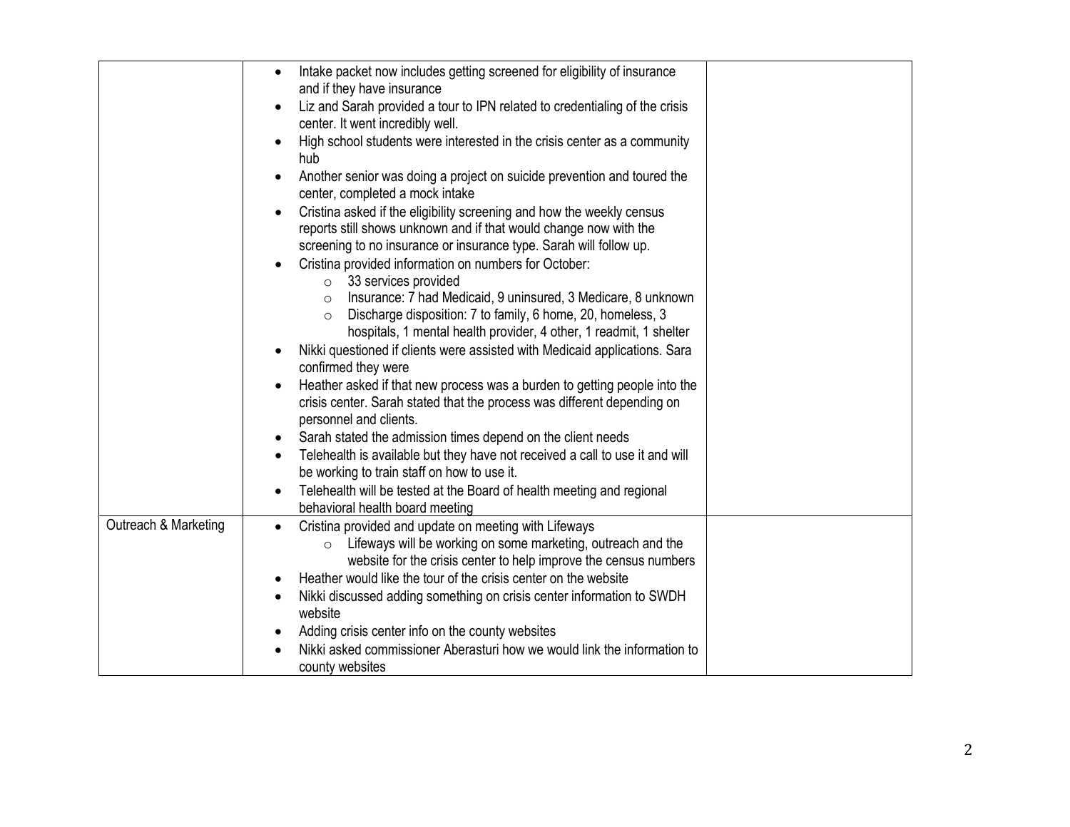| | | |
|---|---|---|
| | • Intake packet now includes getting screened for eligibility of insurance and if they have insurance<br>• Liz and Sarah provided a tour to IPN related to credentialing of the crisis center. It went incredibly well.<br>• High school students were interested in the crisis center as a community hub<br>• Another senior was doing a project on suicide prevention and toured the center, completed a mock intake<br>• Cristina asked if the eligibility screening and how the weekly census reports still shows unknown and if that would change now with the screening to no insurance or insurance type. Sarah will follow up.<br>• Cristina provided information on numbers for October:<br>  ○ 33 services provided<br>  ○ Insurance: 7 had Medicaid, 9 uninsured, 3 Medicare, 8 unknown<br>  ○ Discharge disposition: 7 to family, 6 home, 20, homeless, 3 hospitals, 1 mental health provider, 4 other, 1 readmit, 1 shelter<br>• Nikki questioned if clients were assisted with Medicaid applications. Sara confirmed they were<br>• Heather asked if that new process was a burden to getting people into the crisis center. Sarah stated that the process was different depending on personnel and clients.<br>• Sarah stated the admission times depend on the client needs<br>• Telehealth is available but they have not received a call to use it and will be working to train staff on how to use it.<br>• Telehealth will be tested at the Board of health meeting and regional behavioral health board meeting | |
| Outreach & Marketing | • Cristina provided and update on meeting with Lifeways<br>  ○ Lifeways will be working on some marketing, outreach and the website for the crisis center to help improve the census numbers<br>• Heather would like the tour of the crisis center on the website<br>• Nikki discussed adding something on crisis center information to SWDH website<br>• Adding crisis center info on the county websites<br>• Nikki asked commissioner Aberasturi how we would link the information to county websites | |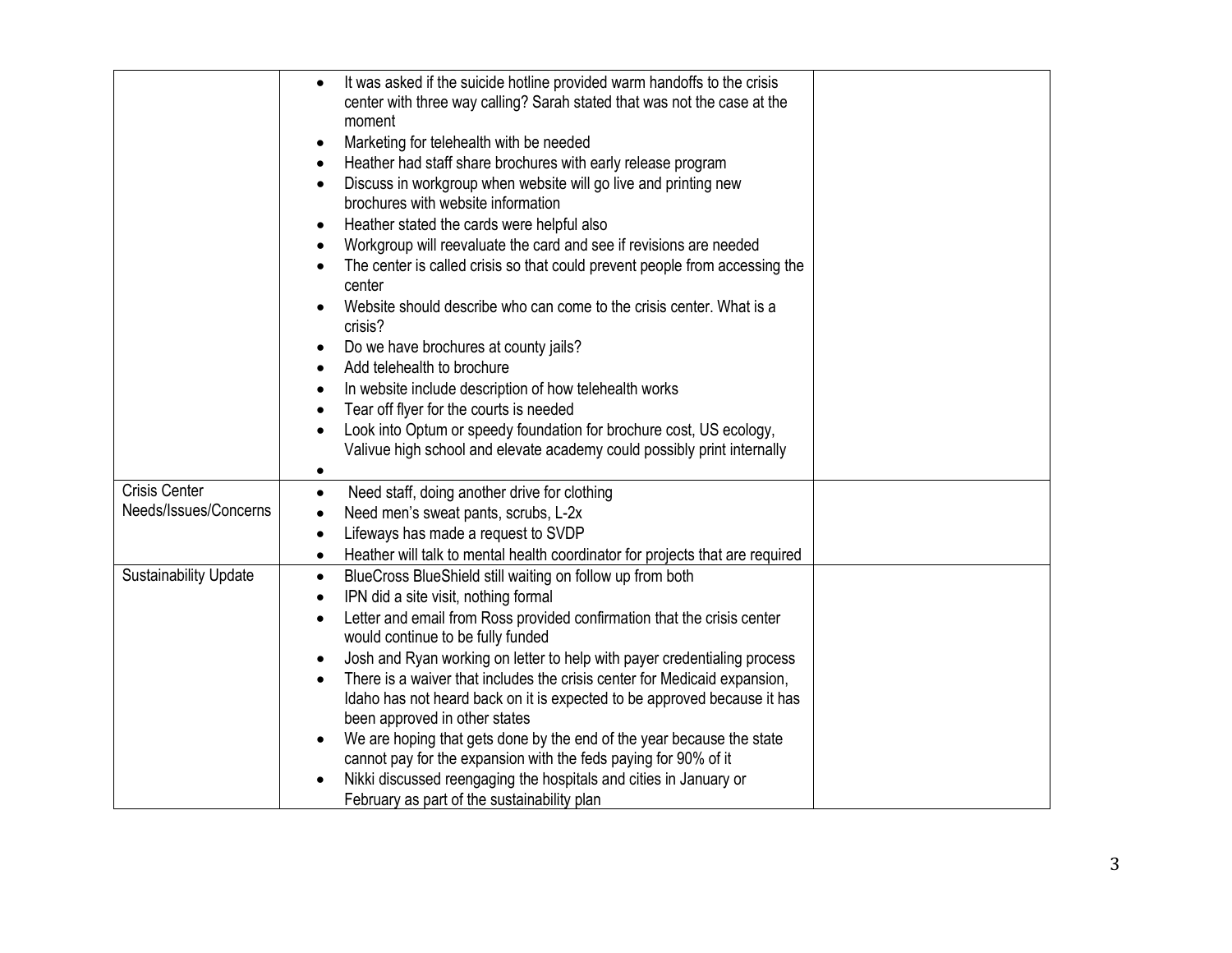| | | |
|---|---|---|
| | • It was asked if the suicide hotline provided warm handoffs to the crisis center with three way calling? Sarah stated that was not the case at the moment<br>• Marketing for telehealth with be needed<br>• Heather had staff share brochures with early release program<br>• Discuss in workgroup when website will go live and printing new brochures with website information<br>• Heather stated the cards were helpful also<br>• Workgroup will reevaluate the card and see if revisions are needed<br>• The center is called crisis so that could prevent people from accessing the center<br>• Website should describe who can come to the crisis center. What is a crisis?<br>• Do we have brochures at county jails?<br>• Add telehealth to brochure<br>• In website include description of how telehealth works<br>• Tear off flyer for the courts is needed<br>• Look into Optum or speedy foundation for brochure cost, US ecology, Valivue high school and elevate academy could possibly print internally<br>• | |
| Crisis Center Needs/Issues/Concerns | • Need staff, doing another drive for clothing<br>• Need men's sweat pants, scrubs, L-2x<br>• Lifeways has made a request to SVDP<br>• Heather will talk to mental health coordinator for projects that are required | |
| Sustainability Update | • BlueCross BlueShield still waiting on follow up from both<br>• IPN did a site visit, nothing formal<br>• Letter and email from Ross provided confirmation that the crisis center would continue to be fully funded<br>• Josh and Ryan working on letter to help with payer credentialing process<br>• There is a waiver that includes the crisis center for Medicaid expansion, Idaho has not heard back on it is expected to be approved because it has been approved in other states<br>• We are hoping that gets done by the end of the year because the state cannot pay for the expansion with the feds paying for 90% of it<br>• Nikki discussed reengaging the hospitals and cities in January or February as part of the sustainability plan | |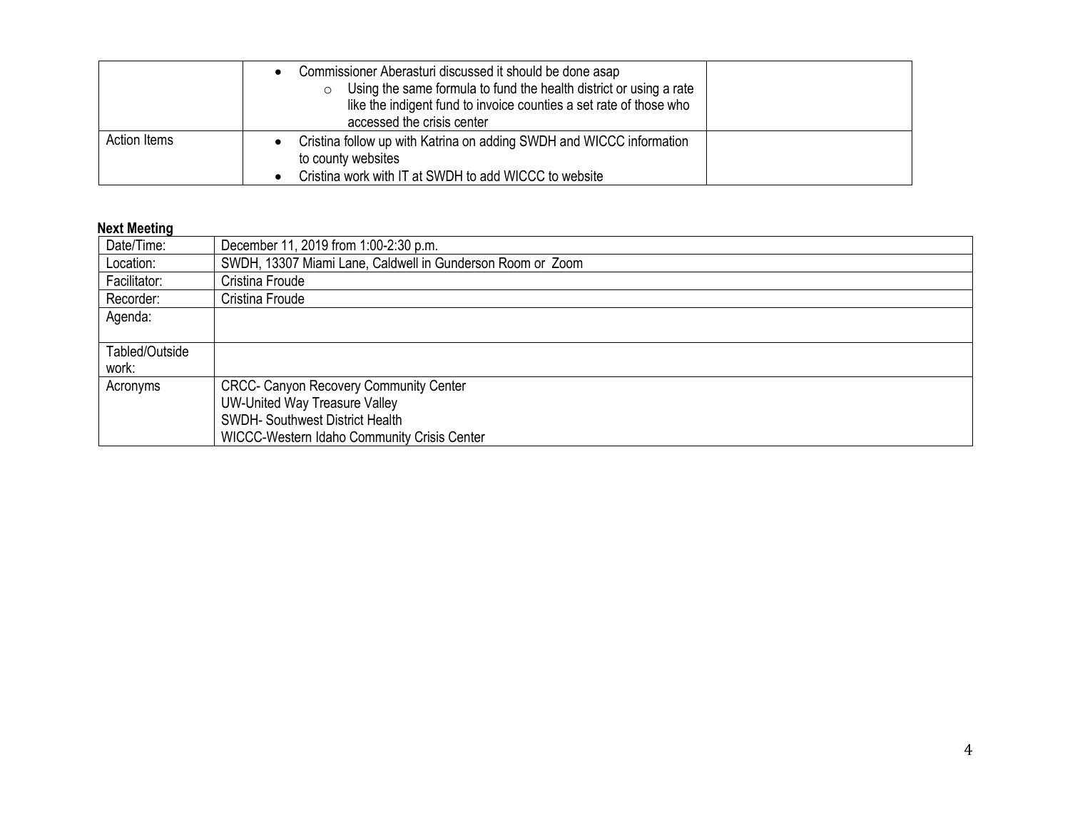| | | |
|---|---|---|
| | • Commissioner Aberasturi discussed it should be done asap<br>  ○ Using the same formula to fund the health district or using a rate like the indigent fund to invoice counties a set rate of those who accessed the crisis center | |
| Action Items | • Cristina follow up with Katrina on adding SWDH and WICCC information to county websites<br>• Cristina work with IT at SWDH to add WICCC to website | |

**Next Meeting**

| | |
|---|---|
| Date/Time: | December 11, 2019 from 1:00-2:30 p.m. |
| Location: | SWDH, 13307 Miami Lane, Caldwell in Gunderson Room or Zoom |
| Facilitator: | Cristina Froude |
| Recorder: | Cristina Froude |
| Agenda: | |
| Tabled/Outside work: | |
| Acronyms | CRCC- Canyon Recovery Community Center<br>UW-United Way Treasure Valley<br>SWDH- Southwest District Health<br>WICCC-Western Idaho Community Crisis Center |